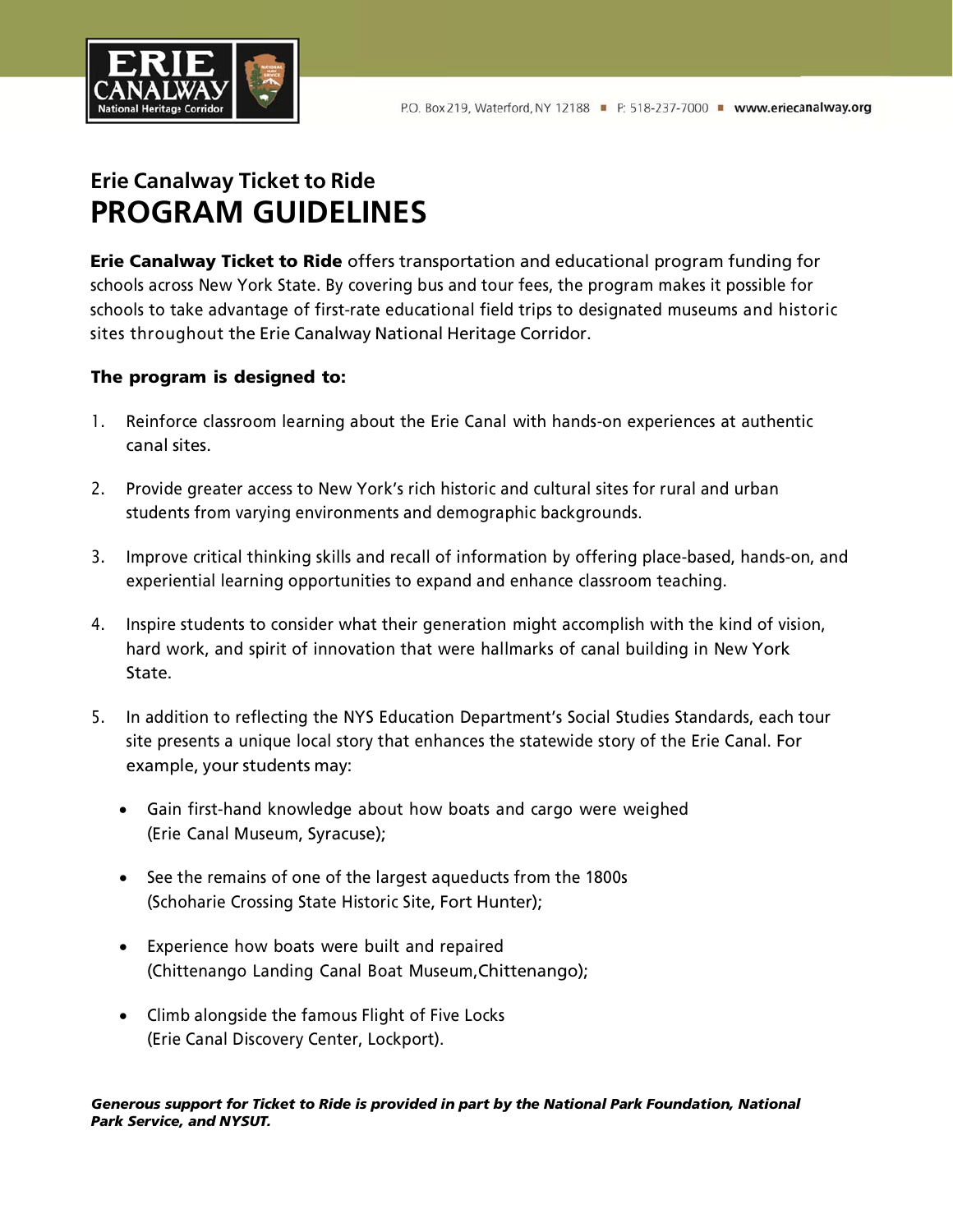P.O. Box 219, Waterford, NY 12188 ■ P: 518-237-7000 ■ www.eriecanalway.org

## Erie Canalway Ticket to Ride

# PROGRAM GUIDELINES

**Erie Canalway Ticket to Ride** offers transportation and educational program funding for schools across New York State. By covering bus and tour fees, the program makes it possible for schools to take advantage of first-rate educational field trips to designated museums and historic sites throughout the Erie Canalway National Heritage Corridor.

**The program is designed to:**

1. Reinforce classroom learning about the Erie Canal with hands-on experiences at authentic canal sites.

2. Provide greater access to New York's rich historic and cultural sites for rural and urban students from varying environments and demographic backgrounds.

3. Improve critical thinking skills and recall of information by offering place-based, hands-on, and experiential learning opportunities to expand and enhance classroom teaching.

4. Inspire students to consider what their generation might accomplish with the kind of vision, hard work, and spirit of innovation that were hallmarks of canal building in New York State.

5. In addition to reflecting the NYS Education Department's Social Studies Standards, each tour site presents a unique local story that enhances the statewide story of the Erie Canal. For example, your students may:

   - Gain first-hand knowledge about how boats and cargo were weighed (Erie Canal Museum, Syracuse);

   - See the remains of one of the largest aqueducts from the 1800s (Schoharie Crossing State Historic Site, Fort Hunter);

   - Experience how boats were built and repaired (Chittenango Landing Canal Boat Museum,Chittenango);

   - Climb alongside the famous Flight of Five Locks (Erie Canal Discovery Center, Lockport).

***Generous support for Ticket to Ride is provided in part by the National Park Foundation, National Park Service, and NYSUT.***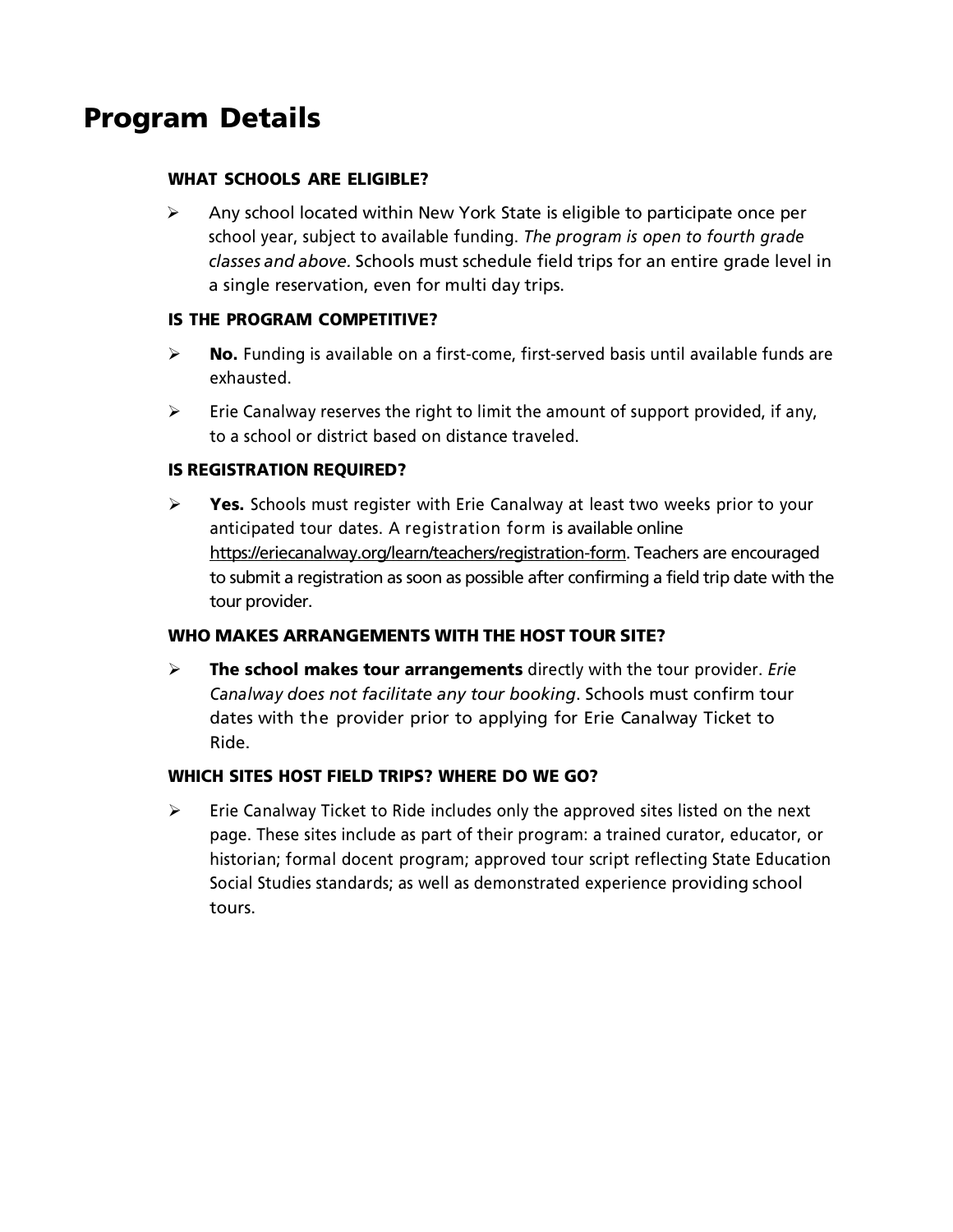# Program Details

### WHAT SCHOOLS ARE ELIGIBLE?

- Any school located within New York State is eligible to participate once per school year, subject to available funding. *The program is open to fourth grade classes and above.* Schools must schedule field trips for an entire grade level in a single reservation, even for multi day trips.

### IS THE PROGRAM COMPETITIVE?

- **No.** Funding is available on a first-come, first-served basis until available funds are exhausted.
- Erie Canalway reserves the right to limit the amount of support provided, if any, to a school or district based on distance traveled.

### IS REGISTRATION REQUIRED?

- **Yes.** Schools must register with Erie Canalway at least two weeks prior to your anticipated tour dates. A registration form is available online https://eriecanalway.org/learn/teachers/registration-form. Teachers are encouraged to submit a registration as soon as possible after confirming a field trip date with the tour provider.

### WHO MAKES ARRANGEMENTS WITH THE HOST TOUR SITE?

- **The school makes tour arrangements** directly with the tour provider. *Erie Canalway does not facilitate any tour booking*. Schools must confirm tour dates with the provider prior to applying for Erie Canalway Ticket to Ride.

### WHICH SITES HOST FIELD TRIPS? WHERE DO WE GO?

- Erie Canalway Ticket to Ride includes only the approved sites listed on the next page. These sites include as part of their program: a trained curator, educator, or historian; formal docent program; approved tour script reflecting State Education Social Studies standards; as well as demonstrated experience providing school tours.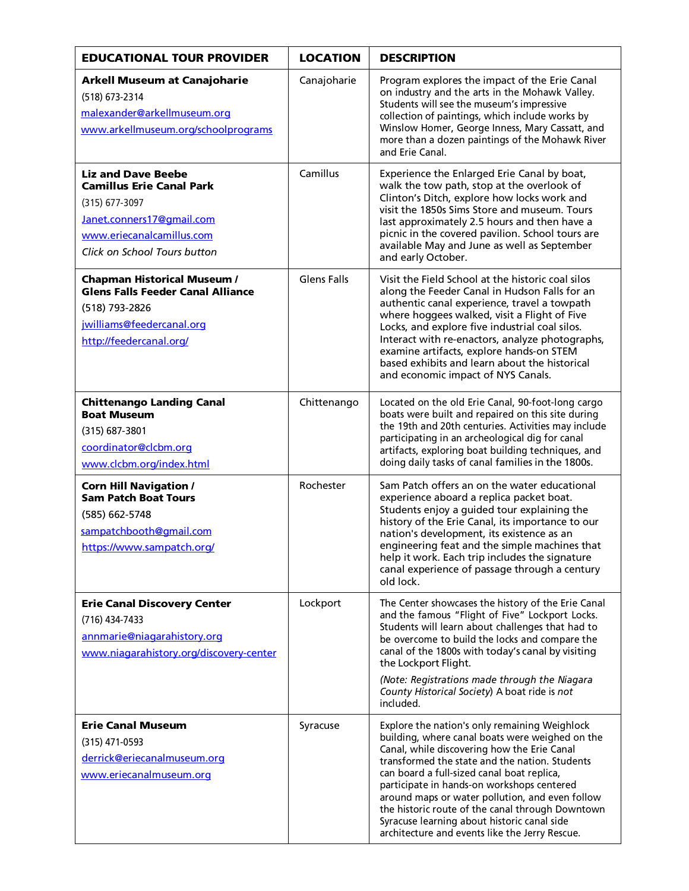| EDUCATIONAL TOUR PROVIDER | LOCATION | DESCRIPTION |
|---|---|---|
| **Arkell Museum at Canajoharie**<br>(518) 673-2314<br>malexander@arkellmuseum.org<br>www.arkellmuseum.org/schoolprograms | Canajoharie | Program explores the impact of the Erie Canal on industry and the arts in the Mohawk Valley. Students will see the museum's impressive collection of paintings, which include works by Winslow Homer, George Inness, Mary Cassatt, and more than a dozen paintings of the Mohawk River and Erie Canal. |
| **Liz and Dave Beebe Camillus Erie Canal Park**<br>(315) 677-3097<br>Janet.conners17@gmail.com<br>www.eriecanalcamillus.com<br>*Click on School Tours button* | Camillus | Experience the Enlarged Erie Canal by boat, walk the tow path, stop at the overlook of Clinton's Ditch, explore how locks work and visit the 1850s Sims Store and museum. Tours last approximately 2.5 hours and then have a picnic in the covered pavilion. School tours are available May and June as well as September and early October. |
| **Chapman Historical Museum / Glens Falls Feeder Canal Alliance**<br>(518) 793-2826<br>jwilliams@feedercanal.org<br>http://feedercanal.org/ | Glens Falls | Visit the Field School at the historic coal silos along the Feeder Canal in Hudson Falls for an authentic canal experience, travel a towpath where hoggees walked, visit a Flight of Five Locks, and explore five industrial coal silos. Interact with re-enactors, analyze photographs, examine artifacts, explore hands-on STEM based exhibits and learn about the historical and economic impact of NYS Canals. |
| **Chittenango Landing Canal Boat Museum**<br>(315) 687-3801<br>coordinator@clcbm.org<br>www.clcbm.org/index.html | Chittenango | Located on the old Erie Canal, 90-foot-long cargo boats were built and repaired on this site during the 19th and 20th centuries. Activities may include participating in an archeological dig for canal artifacts, exploring boat building techniques, and doing daily tasks of canal families in the 1800s. |
| **Corn Hill Navigation / Sam Patch Boat Tours**<br>(585) 662-5748<br>sampatchbooth@gmail.com<br>https://www.sampatch.org/ | Rochester | Sam Patch offers an on the water educational experience aboard a replica packet boat. Students enjoy a guided tour explaining the history of the Erie Canal, its importance to our nation's development, its existence as an engineering feat and the simple machines that help it work. Each trip includes the signature canal experience of passage through a century old lock. |
| **Erie Canal Discovery Center**<br>(716) 434-7433<br>annmarie@niagarahistory.org<br>www.niagarahistory.org/discovery-center | Lockport | The Center showcases the history of the Erie Canal and the famous "Flight of Five" Lockport Locks. Students will learn about challenges that had to be overcome to build the locks and compare the canal of the 1800s with today's canal by visiting the Lockport Flight.<br>*(Note: Registrations made through the Niagara County Historical Society)* A boat ride is *not* included. |
| **Erie Canal Museum**<br>(315) 471-0593<br>derrick@eriecanalmuseum.org<br>www.eriecanalmuseum.org | Syracuse | Explore the nation's only remaining Weighlock building, where canal boats were weighed on the Canal, while discovering how the Erie Canal transformed the state and the nation. Students can board a full-sized canal boat replica, participate in hands-on workshops centered around maps or water pollution, and even follow the historic route of the canal through Downtown Syracuse learning about historic canal side architecture and events like the Jerry Rescue. |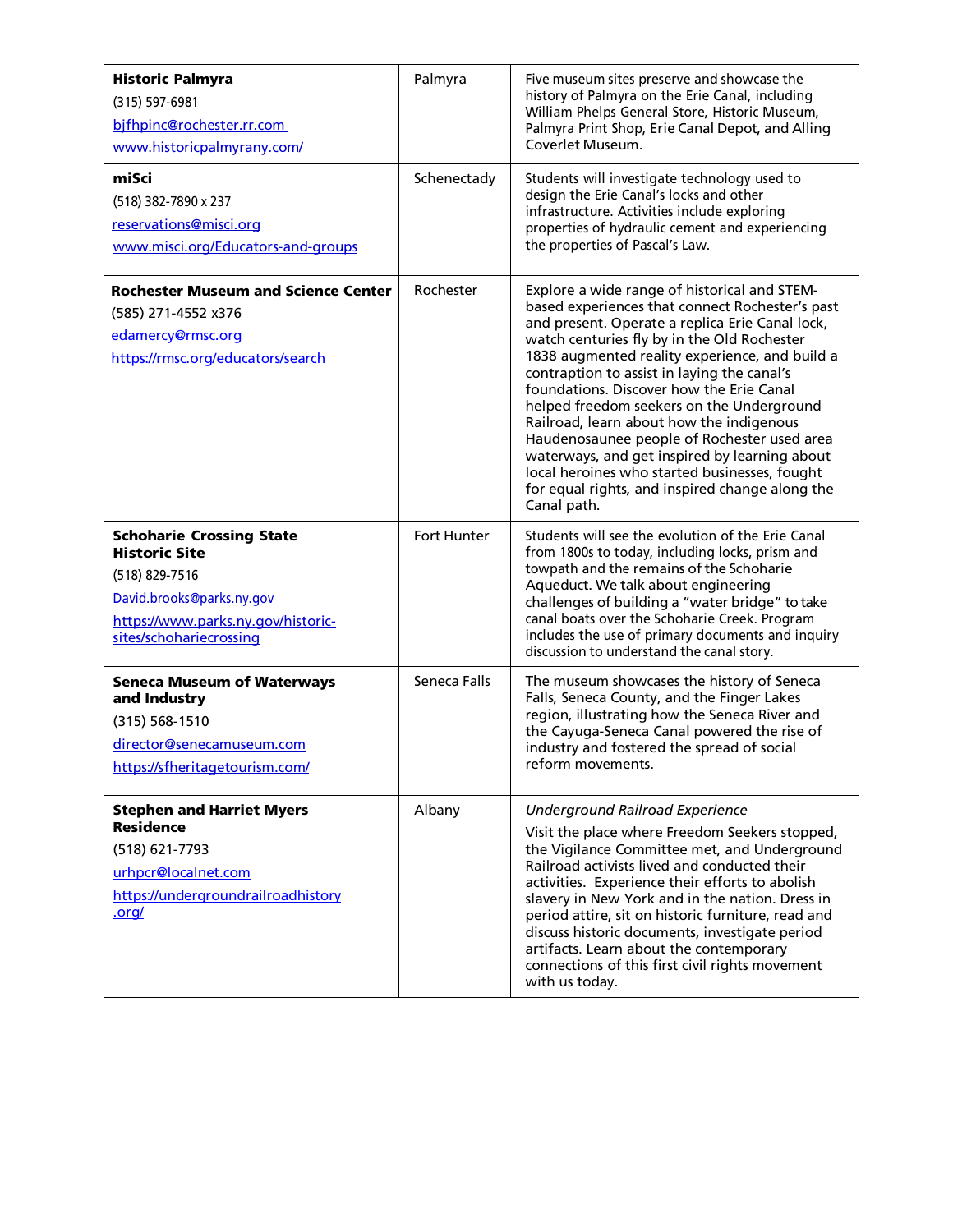| | | |
|---|---|---|
| **Historic Palmyra**<br>(315) 597-6981<br>bjfhpinc@rochester.rr.com<br>www.historicpalmyrany.com/ | Palmyra | Five museum sites preserve and showcase the history of Palmyra on the Erie Canal, including William Phelps General Store, Historic Museum, Palmyra Print Shop, Erie Canal Depot, and Alling Coverlet Museum. |
| **miSci**<br>(518) 382-7890 x 237<br>reservations@misci.org<br>www.misci.org/Educators-and-groups | Schenectady | Students will investigate technology used to design the Erie Canal's locks and other infrastructure. Activities include exploring properties of hydraulic cement and experiencing the properties of Pascal's Law. |
| **Rochester Museum and Science Center**<br>(585) 271-4552 x376<br>edamercy@rmsc.org<br>https://rmsc.org/educators/search | Rochester | Explore a wide range of historical and STEM-based experiences that connect Rochester's past and present. Operate a replica Erie Canal lock, watch centuries fly by in the Old Rochester 1838 augmented reality experience, and build a contraption to assist in laying the canal's foundations. Discover how the Erie Canal helped freedom seekers on the Underground Railroad, learn about how the indigenous Haudenosaunee people of Rochester used area waterways, and get inspired by learning about local heroines who started businesses, fought for equal rights, and inspired change along the Canal path. |
| **Schoharie Crossing State Historic Site**<br>(518) 829-7516<br>David.brooks@parks.ny.gov<br>https://www.parks.ny.gov/historic-sites/schohariecrossing | Fort Hunter | Students will see the evolution of the Erie Canal from 1800s to today, including locks, prism and towpath and the remains of the Schoharie Aqueduct. We talk about engineering challenges of building a "water bridge" to take canal boats over the Schoharie Creek. Program includes the use of primary documents and inquiry discussion to understand the canal story. |
| **Seneca Museum of Waterways and Industry**<br>(315) 568-1510<br>director@senecamuseum.com<br>https://sfheritagetourism.com/ | Seneca Falls | The museum showcases the history of Seneca Falls, Seneca County, and the Finger Lakes region, illustrating how the Seneca River and the Cayuga-Seneca Canal powered the rise of industry and fostered the spread of social reform movements. |
| **Stephen and Harriet Myers Residence**<br>(518) 621-7793<br>urhpcr@localnet.com<br>https://undergroundrailroadhistory.org/ | Albany | *Underground Railroad Experience*<br>Visit the place where Freedom Seekers stopped, the Vigilance Committee met, and Underground Railroad activists lived and conducted their activities. Experience their efforts to abolish slavery in New York and in the nation. Dress in period attire, sit on historic furniture, read and discuss historic documents, investigate period artifacts. Learn about the contemporary connections of this first civil rights movement with us today. |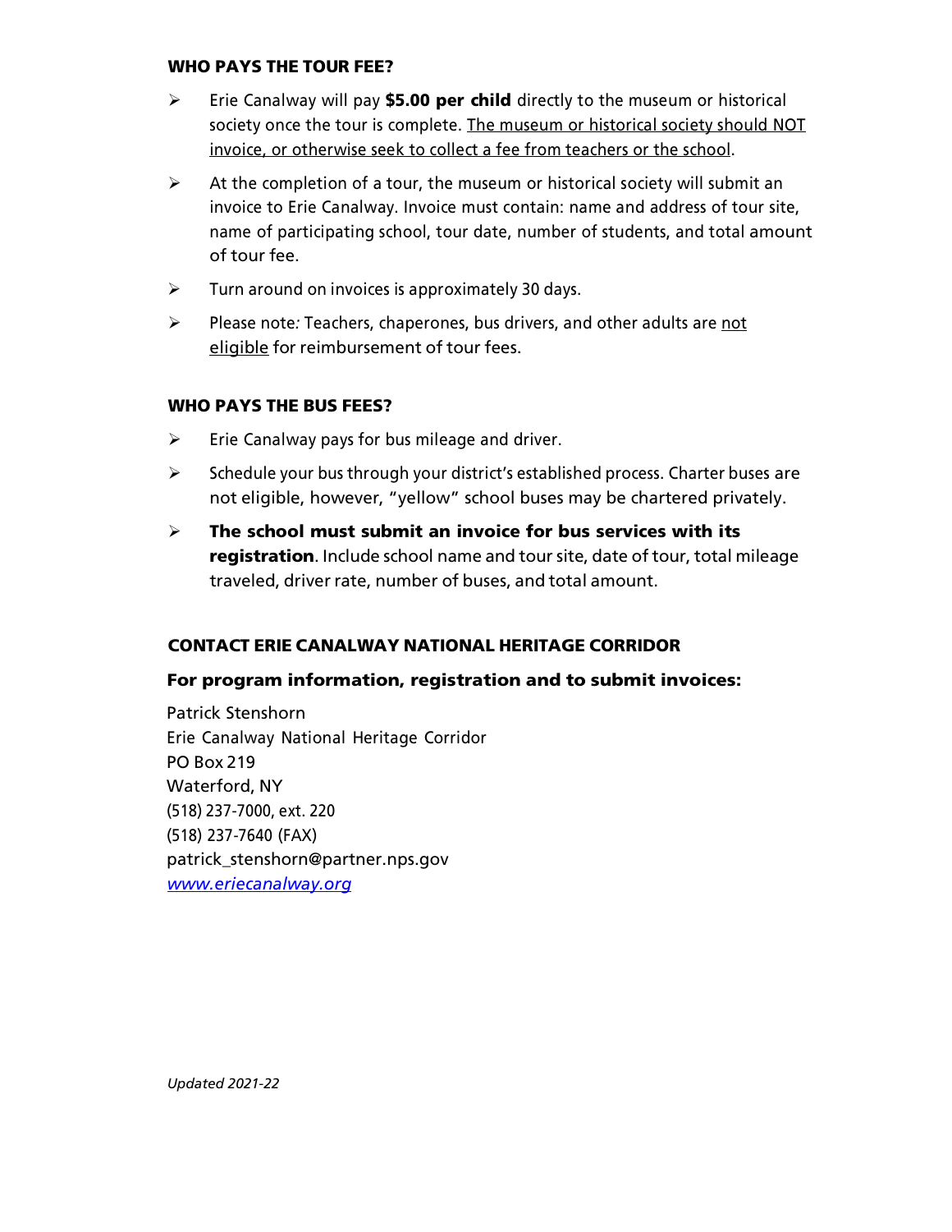### WHO PAYS THE TOUR FEE?

- Erie Canalway will pay **$5.00 per child** directly to the museum or historical society once the tour is complete. The museum or historical society should NOT invoice, or otherwise seek to collect a fee from teachers or the school.
- At the completion of a tour, the museum or historical society will submit an invoice to Erie Canalway. Invoice must contain: name and address of tour site, name of participating school, tour date, number of students, and total amount of tour fee.
- Turn around on invoices is approximately 30 days.
- Please note*:* Teachers, chaperones, bus drivers, and other adults are not eligible for reimbursement of tour fees.

### WHO PAYS THE BUS FEES?

- Erie Canalway pays for bus mileage and driver.
- Schedule your bus through your district's established process. Charter buses are not eligible, however, "yellow" school buses may be chartered privately.
- **The school must submit an invoice for bus services with its registration**. Include school name and tour site, date of tour, total mileage traveled, driver rate, number of buses, and total amount.

### CONTACT ERIE CANALWAY NATIONAL HERITAGE CORRIDOR

**For program information, registration and to submit invoices:**

Patrick Stenshorn
Erie Canalway National Heritage Corridor
PO Box 219
Waterford, NY
(518) 237-7000, ext. 220
(518) 237-7640 (FAX)
patrick_stenshorn@partner.nps.gov
*www.eriecanalway.org*

*Updated 2021-22*